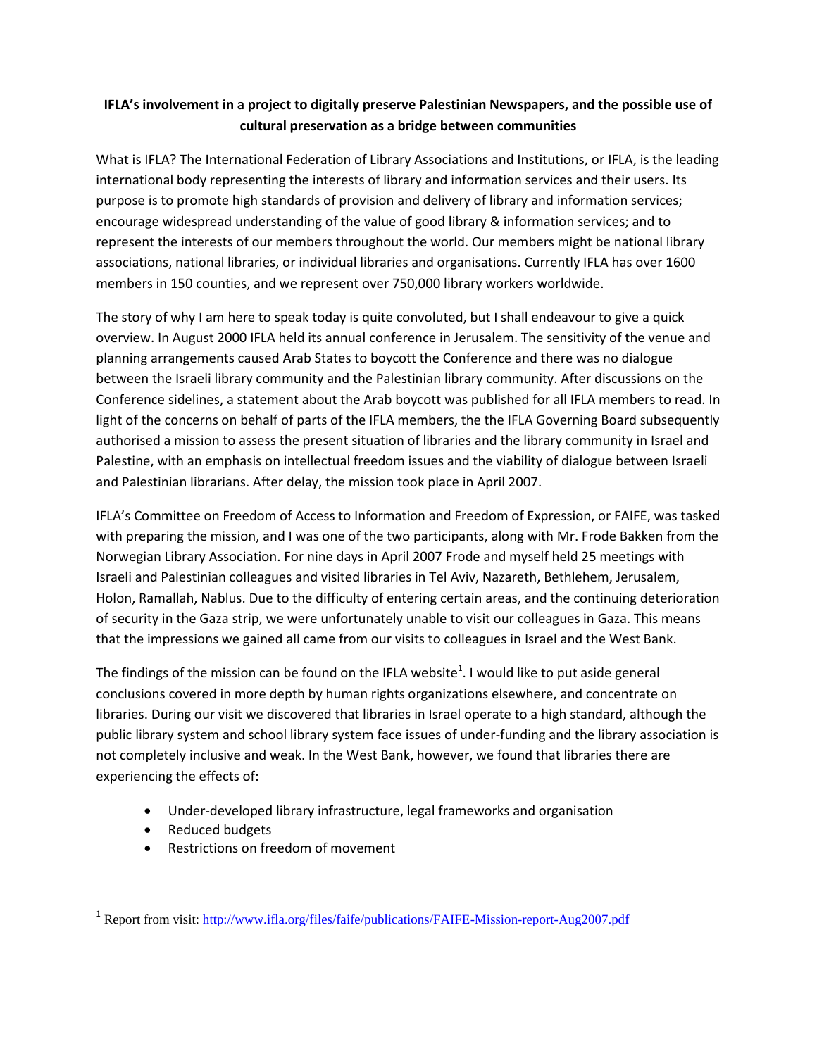**IFLA's involvement in a project to digitally preserve Palestinian Newspapers, and the possible use of cultural preservation as a bridge between communities**

What is IFLA? The International Federation of Library Associations and Institutions, or IFLA, is the leading international body representing the interests of library and information services and their users. Its purpose is to promote high standards of provision and delivery of library and information services; encourage widespread understanding of the value of good library & information services; and to represent the interests of our members throughout the world. Our members might be national library associations, national libraries, or individual libraries and organisations. Currently IFLA has over 1600 members in 150 counties, and we represent over 750,000 library workers worldwide.

The story of why I am here to speak today is quite convoluted, but I shall endeavour to give a quick overview. In August 2000 IFLA held its annual conference in Jerusalem. The sensitivity of the venue and planning arrangements caused Arab States to boycott the Conference and there was no dialogue between the Israeli library community and the Palestinian library community. After discussions on the Conference sidelines, a statement about the Arab boycott was published for all IFLA members to read. In light of the concerns on behalf of parts of the IFLA members, the the IFLA Governing Board subsequently authorised a mission to assess the present situation of libraries and the library community in Israel and Palestine, with an emphasis on intellectual freedom issues and the viability of dialogue between Israeli and Palestinian librarians. After delay, the mission took place in April 2007.

IFLA's Committee on Freedom of Access to Information and Freedom of Expression, or FAIFE, was tasked with preparing the mission, and I was one of the two participants, along with Mr. Frode Bakken from the Norwegian Library Association. For nine days in April 2007 Frode and myself held 25 meetings with Israeli and Palestinian colleagues and visited libraries in Tel Aviv, Nazareth, Bethlehem, Jerusalem, Holon, Ramallah, Nablus. Due to the difficulty of entering certain areas, and the continuing deterioration of security in the Gaza strip, we were unfortunately unable to visit our colleagues in Gaza. This means that the impressions we gained all came from our visits to colleagues in Israel and the West Bank.

The findings of the mission can be found on the IFLA website[1]. I would like to put aside general conclusions covered in more depth by human rights organizations elsewhere, and concentrate on libraries. During our visit we discovered that libraries in Israel operate to a high standard, although the public library system and school library system face issues of under-funding and the library association is not completely inclusive and weak. In the West Bank, however, we found that libraries there are experiencing the effects of:

- Under-developed library infrastructure, legal frameworks and organisation
- Reduced budgets
- Restrictions on freedom of movement

[1] Report from visit: http://www.ifla.org/files/faife/publications/FAIFE-Mission-report-Aug2007.pdf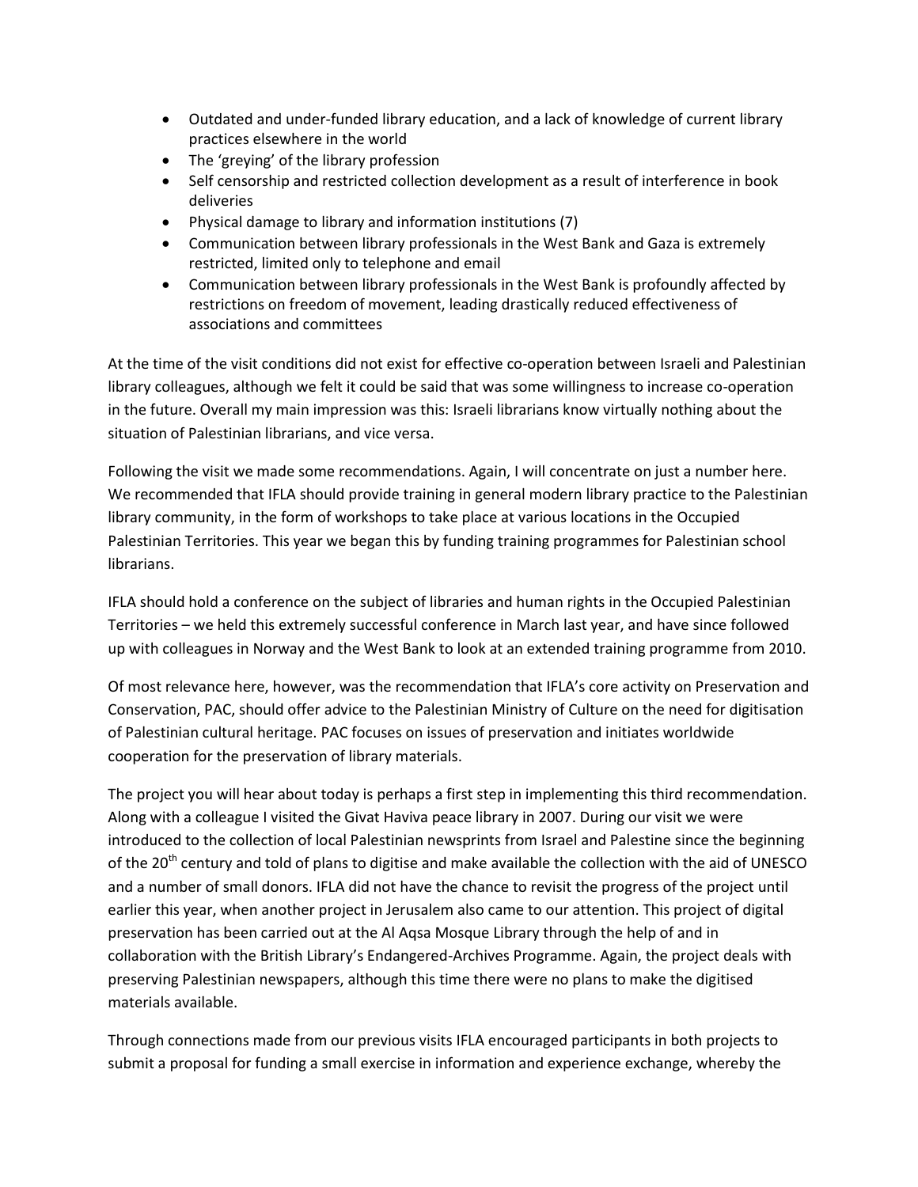- Outdated and under-funded library education, and a lack of knowledge of current library practices elsewhere in the world
- The 'greying' of the library profession
- Self censorship and restricted collection development as a result of interference in book deliveries
- Physical damage to library and information institutions (7)
- Communication between library professionals in the West Bank and Gaza is extremely restricted, limited only to telephone and email
- Communication between library professionals in the West Bank is profoundly affected by restrictions on freedom of movement, leading drastically reduced effectiveness of associations and committees

At the time of the visit conditions did not exist for effective co-operation between Israeli and Palestinian library colleagues, although we felt it could be said that was some willingness to increase co-operation in the future. Overall my main impression was this: Israeli librarians know virtually nothing about the situation of Palestinian librarians, and vice versa.

Following the visit we made some recommendations. Again, I will concentrate on just a number here. We recommended that IFLA should provide training in general modern library practice to the Palestinian library community, in the form of workshops to take place at various locations in the Occupied Palestinian Territories. This year we began this by funding training programmes for Palestinian school librarians.

IFLA should hold a conference on the subject of libraries and human rights in the Occupied Palestinian Territories – we held this extremely successful conference in March last year, and have since followed up with colleagues in Norway and the West Bank to look at an extended training programme from 2010.

Of most relevance here, however, was the recommendation that IFLA's core activity on Preservation and Conservation, PAC, should offer advice to the Palestinian Ministry of Culture on the need for digitisation of Palestinian cultural heritage. PAC focuses on issues of preservation and initiates worldwide cooperation for the preservation of library materials.

The project you will hear about today is perhaps a first step in implementing this third recommendation. Along with a colleague I visited the Givat Haviva peace library in 2007. During our visit we were introduced to the collection of local Palestinian newsprints from Israel and Palestine since the beginning of the 20th century and told of plans to digitise and make available the collection with the aid of UNESCO and a number of small donors. IFLA did not have the chance to revisit the progress of the project until earlier this year, when another project in Jerusalem also came to our attention. This project of digital preservation has been carried out at the Al Aqsa Mosque Library through the help of and in collaboration with the British Library's Endangered-Archives Programme. Again, the project deals with preserving Palestinian newspapers, although this time there were no plans to make the digitised materials available.

Through connections made from our previous visits IFLA encouraged participants in both projects to submit a proposal for funding a small exercise in information and experience exchange, whereby the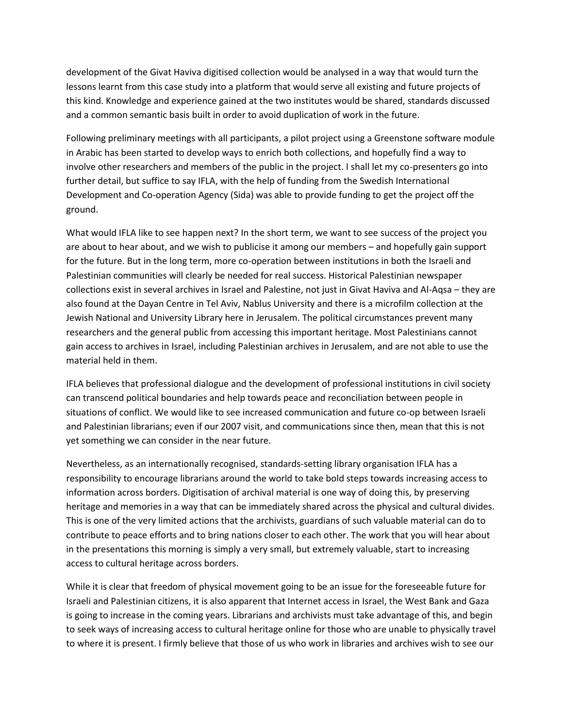development of the Givat Haviva digitised collection would be analysed in a way that would turn the lessons learnt from this case study into a platform that would serve all existing and future projects of this kind. Knowledge and experience gained at the two institutes would be shared, standards discussed and a common semantic basis built in order to avoid duplication of work in the future.

Following preliminary meetings with all participants, a pilot project using a Greenstone software module in Arabic has been started to develop ways to enrich both collections, and hopefully find a way to involve other researchers and members of the public in the project. I shall let my co-presenters go into further detail, but suffice to say IFLA, with the help of funding from the Swedish International Development and Co-operation Agency (Sida) was able to provide funding to get the project off the ground.

What would IFLA like to see happen next? In the short term, we want to see success of the project you are about to hear about, and we wish to publicise it among our members – and hopefully gain support for the future. But in the long term, more co-operation between institutions in both the Israeli and Palestinian communities will clearly be needed for real success. Historical Palestinian newspaper collections exist in several archives in Israel and Palestine, not just in Givat Haviva and Al-Aqsa – they are also found at the Dayan Centre in Tel Aviv, Nablus University and there is a microfilm collection at the Jewish National and University Library here in Jerusalem. The political circumstances prevent many researchers and the general public from accessing this important heritage. Most Palestinians cannot gain access to archives in Israel, including Palestinian archives in Jerusalem, and are not able to use the material held in them.

IFLA believes that professional dialogue and the development of professional institutions in civil society can transcend political boundaries and help towards peace and reconciliation between people in situations of conflict. We would like to see increased communication and future co-op between Israeli and Palestinian librarians; even if our 2007 visit, and communications since then, mean that this is not yet something we can consider in the near future.

Nevertheless, as an internationally recognised, standards-setting library organisation IFLA has a responsibility to encourage librarians around the world to take bold steps towards increasing access to information across borders. Digitisation of archival material is one way of doing this, by preserving heritage and memories in a way that can be immediately shared across the physical and cultural divides. This is one of the very limited actions that the archivists, guardians of such valuable material can do to contribute to peace efforts and to bring nations closer to each other. The work that you will hear about in the presentations this morning is simply a very small, but extremely valuable, start to increasing access to cultural heritage across borders.

While it is clear that freedom of physical movement going to be an issue for the foreseeable future for Israeli and Palestinian citizens, it is also apparent that Internet access in Israel, the West Bank and Gaza is going to increase in the coming years. Librarians and archivists must take advantage of this, and begin to seek ways of increasing access to cultural heritage online for those who are unable to physically travel to where it is present. I firmly believe that those of us who work in libraries and archives wish to see our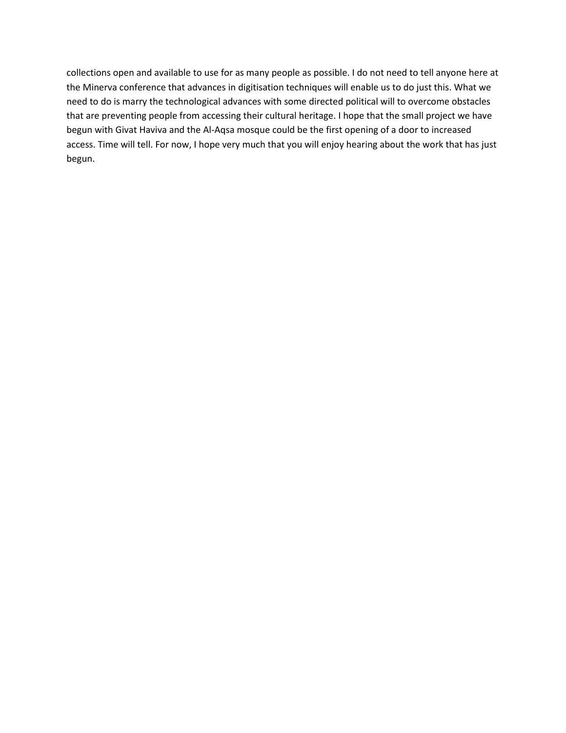collections open and available to use for as many people as possible. I do not need to tell anyone here at the Minerva conference that advances in digitisation techniques will enable us to do just this. What we need to do is marry the technological advances with some directed political will to overcome obstacles that are preventing people from accessing their cultural heritage. I hope that the small project we have begun with Givat Haviva and the Al-Aqsa mosque could be the first opening of a door to increased access. Time will tell. For now, I hope very much that you will enjoy hearing about the work that has just begun.